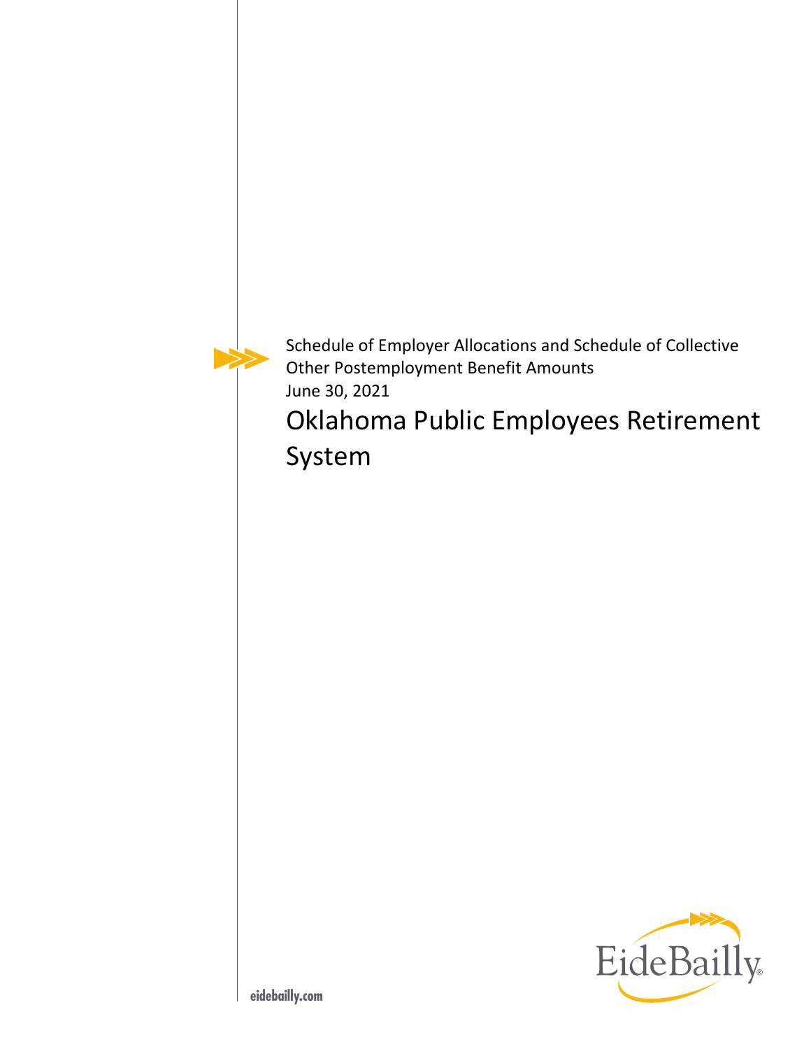Schedule of Employer Allocations and Schedule of Collective Other Postemployment Benefit Amounts

June 30, 2021

# Oklahoma Public Employees Retirement System

EideBailly

eidebailly.com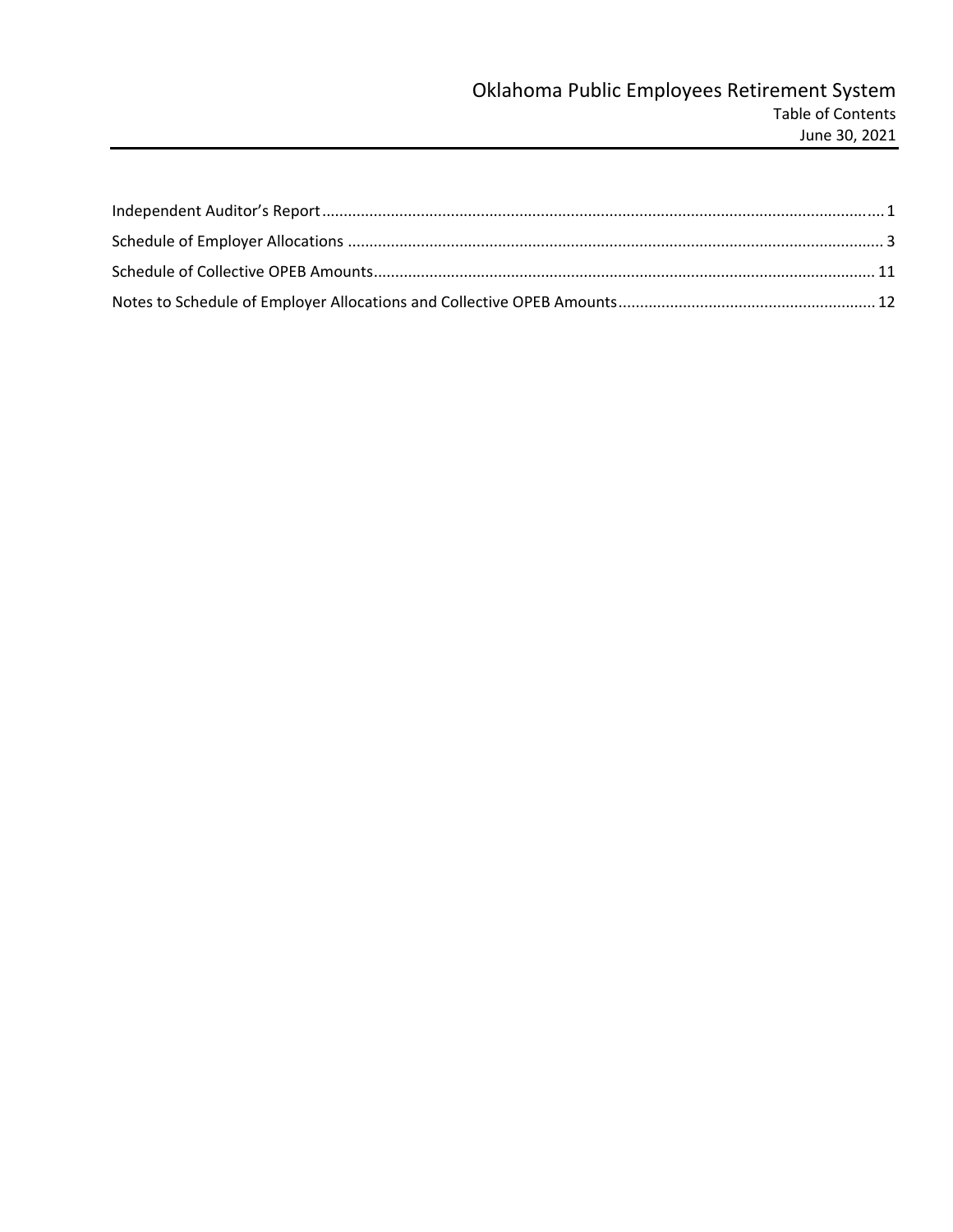# Oklahoma Public Employees Retirement System

Table of Contents

June 30, 2021

| | |
|---|---|
| Independent Auditor's Report | 1 |
| Schedule of Employer Allocations | 3 |
| Schedule of Collective OPEB Amounts | 11 |
| Notes to Schedule of Employer Allocations and Collective OPEB Amounts | 12 |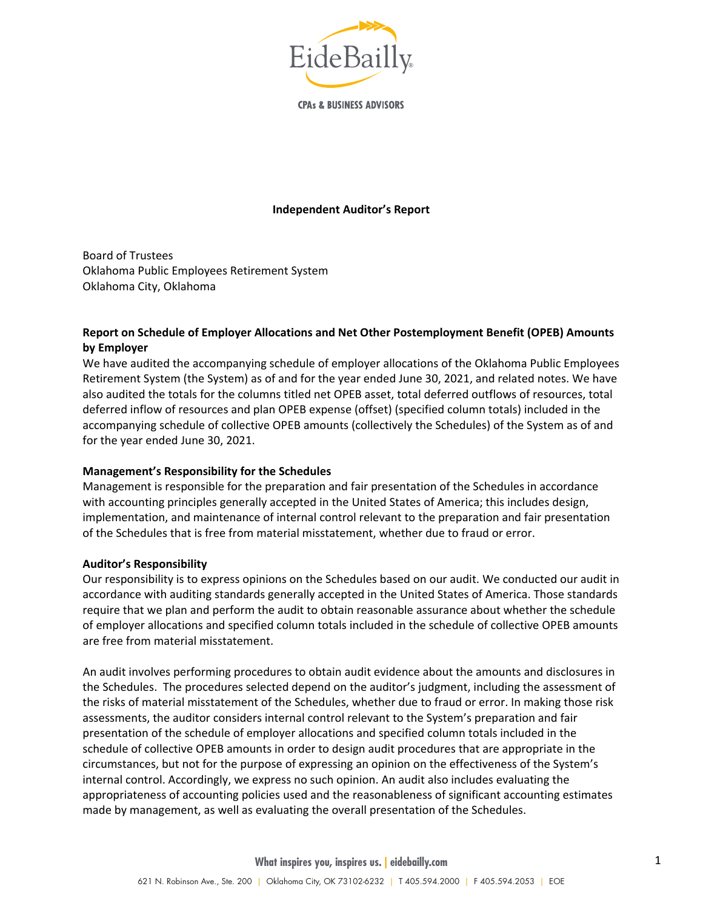EideBailly

CPAs & BUSINESS ADVISORS

**Independent Auditor's Report**

Board of Trustees
Oklahoma Public Employees Retirement System
Oklahoma City, Oklahoma

**Report on Schedule of Employer Allocations and Net Other Postemployment Benefit (OPEB) Amounts by Employer**

We have audited the accompanying schedule of employer allocations of the Oklahoma Public Employees Retirement System (the System) as of and for the year ended June 30, 2021, and related notes. We have also audited the totals for the columns titled net OPEB asset, total deferred outflows of resources, total deferred inflow of resources and plan OPEB expense (offset) (specified column totals) included in the accompanying schedule of collective OPEB amounts (collectively the Schedules) of the System as of and for the year ended June 30, 2021.

**Management's Responsibility for the Schedules**

Management is responsible for the preparation and fair presentation of the Schedules in accordance with accounting principles generally accepted in the United States of America; this includes design, implementation, and maintenance of internal control relevant to the preparation and fair presentation of the Schedules that is free from material misstatement, whether due to fraud or error.

**Auditor's Responsibility**

Our responsibility is to express opinions on the Schedules based on our audit. We conducted our audit in accordance with auditing standards generally accepted in the United States of America. Those standards require that we plan and perform the audit to obtain reasonable assurance about whether the schedule of employer allocations and specified column totals included in the schedule of collective OPEB amounts are free from material misstatement.

An audit involves performing procedures to obtain audit evidence about the amounts and disclosures in the Schedules. The procedures selected depend on the auditor's judgment, including the assessment of the risks of material misstatement of the Schedules, whether due to fraud or error. In making those risk assessments, the auditor considers internal control relevant to the System's preparation and fair presentation of the schedule of employer allocations and specified column totals included in the schedule of collective OPEB amounts in order to design audit procedures that are appropriate in the circumstances, but not for the purpose of expressing an opinion on the effectiveness of the System's internal control. Accordingly, we express no such opinion. An audit also includes evaluating the appropriateness of accounting policies used and the reasonableness of significant accounting estimates made by management, as well as evaluating the overall presentation of the Schedules.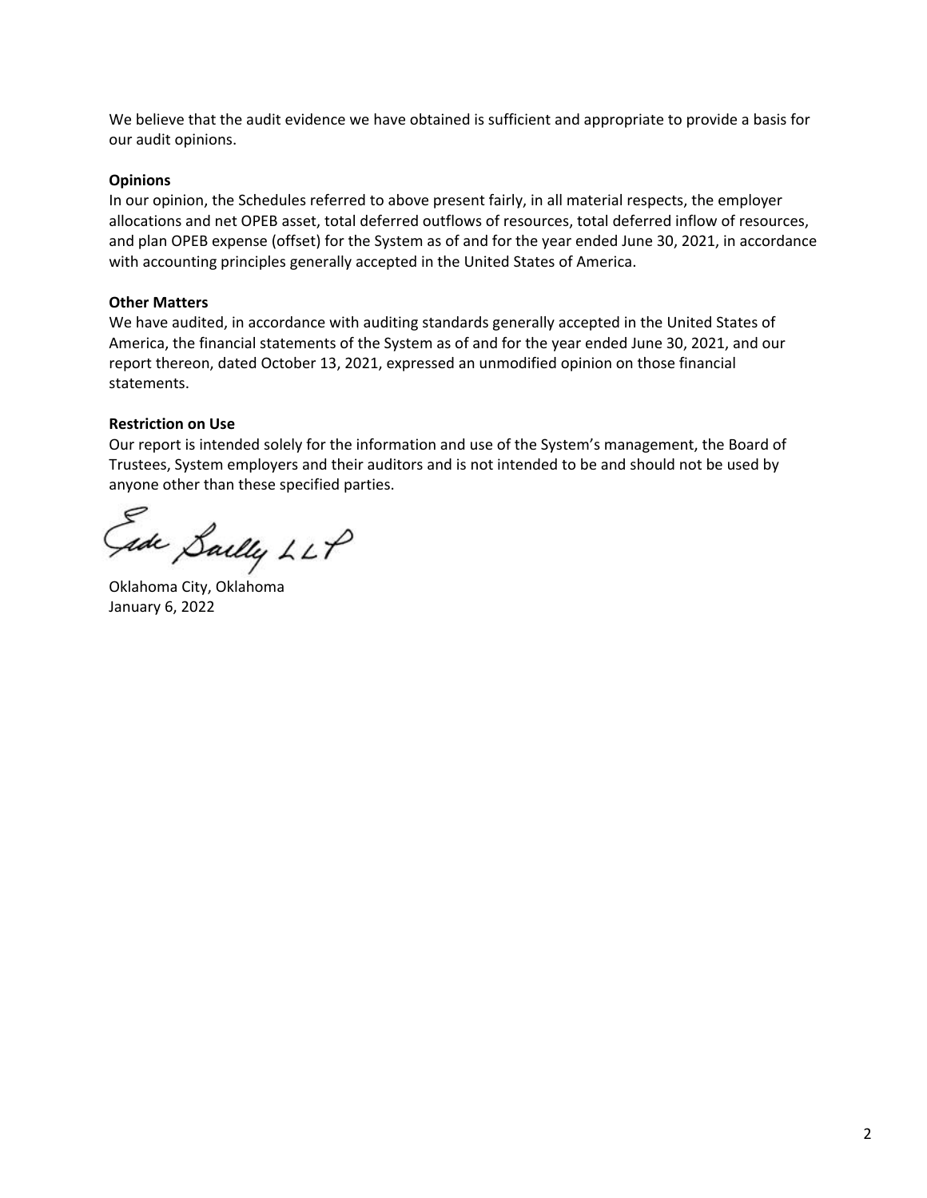We believe that the audit evidence we have obtained is sufficient and appropriate to provide a basis for our audit opinions.

**Opinions**

In our opinion, the Schedules referred to above present fairly, in all material respects, the employer allocations and net OPEB asset, total deferred outflows of resources, total deferred inflow of resources, and plan OPEB expense (offset) for the System as of and for the year ended June 30, 2021, in accordance with accounting principles generally accepted in the United States of America.

**Other Matters**

We have audited, in accordance with auditing standards generally accepted in the United States of America, the financial statements of the System as of and for the year ended June 30, 2021, and our report thereon, dated October 13, 2021, expressed an unmodified opinion on those financial statements.

**Restriction on Use**

Our report is intended solely for the information and use of the System's management, the Board of Trustees, System employers and their auditors and is not intended to be and should not be used by anyone other than these specified parties.

Eide Bailly LLP

Oklahoma City, Oklahoma
January 6, 2022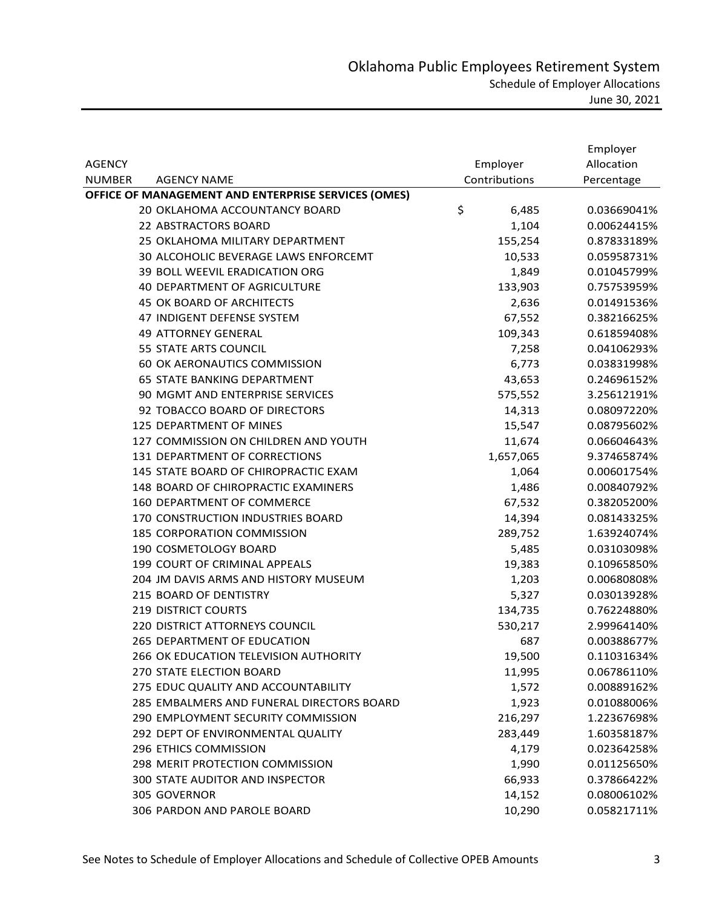# Oklahoma Public Employees Retirement System

Schedule of Employer Allocations

June 30, 2021

| AGENCY NUMBER | AGENCY NAME | Employer Contributions | Employer Allocation Percentage |
|---|---|---|---|
| **OFFICE OF MANAGEMENT AND ENTERPRISE SERVICES (OMES)** | | | |
| 20 | OKLAHOMA ACCOUNTANCY BOARD | $ 6,485 | 0.03669041% |
| 22 | ABSTRACTORS BOARD | 1,104 | 0.00624415% |
| 25 | OKLAHOMA MILITARY DEPARTMENT | 155,254 | 0.87833189% |
| 30 | ALCOHOLIC BEVERAGE LAWS ENFORCEMT | 10,533 | 0.05958731% |
| 39 | BOLL WEEVIL ERADICATION ORG | 1,849 | 0.01045799% |
| 40 | DEPARTMENT OF AGRICULTURE | 133,903 | 0.75753959% |
| 45 | OK BOARD OF ARCHITECTS | 2,636 | 0.01491536% |
| 47 | INDIGENT DEFENSE SYSTEM | 67,552 | 0.38216625% |
| 49 | ATTORNEY GENERAL | 109,343 | 0.61859408% |
| 55 | STATE ARTS COUNCIL | 7,258 | 0.04106293% |
| 60 | OK AERONAUTICS COMMISSION | 6,773 | 0.03831998% |
| 65 | STATE BANKING DEPARTMENT | 43,653 | 0.24696152% |
| 90 | MGMT AND ENTERPRISE SERVICES | 575,552 | 3.25612191% |
| 92 | TOBACCO BOARD OF DIRECTORS | 14,313 | 0.08097220% |
| 125 | DEPARTMENT OF MINES | 15,547 | 0.08795602% |
| 127 | COMMISSION ON CHILDREN AND YOUTH | 11,674 | 0.06604643% |
| 131 | DEPARTMENT OF CORRECTIONS | 1,657,065 | 9.37465874% |
| 145 | STATE BOARD OF CHIROPRACTIC EXAM | 1,064 | 0.00601754% |
| 148 | BOARD OF CHIROPRACTIC EXAMINERS | 1,486 | 0.00840792% |
| 160 | DEPARTMENT OF COMMERCE | 67,532 | 0.38205200% |
| 170 | CONSTRUCTION INDUSTRIES BOARD | 14,394 | 0.08143325% |
| 185 | CORPORATION COMMISSION | 289,752 | 1.63924074% |
| 190 | COSMETOLOGY BOARD | 5,485 | 0.03103098% |
| 199 | COURT OF CRIMINAL APPEALS | 19,383 | 0.10965850% |
| 204 | JM DAVIS ARMS AND HISTORY MUSEUM | 1,203 | 0.00680808% |
| 215 | BOARD OF DENTISTRY | 5,327 | 0.03013928% |
| 219 | DISTRICT COURTS | 134,735 | 0.76224880% |
| 220 | DISTRICT ATTORNEYS COUNCIL | 530,217 | 2.99964140% |
| 265 | DEPARTMENT OF EDUCATION | 687 | 0.00388677% |
| 266 | OK EDUCATION TELEVISION AUTHORITY | 19,500 | 0.11031634% |
| 270 | STATE ELECTION BOARD | 11,995 | 0.06786110% |
| 275 | EDUC QUALITY AND ACCOUNTABILITY | 1,572 | 0.00889162% |
| 285 | EMBALMERS AND FUNERAL DIRECTORS BOARD | 1,923 | 0.01088006% |
| 290 | EMPLOYMENT SECURITY COMMISSION | 216,297 | 1.22367698% |
| 292 | DEPT OF ENVIRONMENTAL QUALITY | 283,449 | 1.60358187% |
| 296 | ETHICS COMMISSION | 4,179 | 0.02364258% |
| 298 | MERIT PROTECTION COMMISSION | 1,990 | 0.01125650% |
| 300 | STATE AUDITOR AND INSPECTOR | 66,933 | 0.37866422% |
| 305 | GOVERNOR | 14,152 | 0.08006102% |
| 306 | PARDON AND PAROLE BOARD | 10,290 | 0.05821711% |

See Notes to Schedule of Employer Allocations and Schedule of Collective OPEB Amounts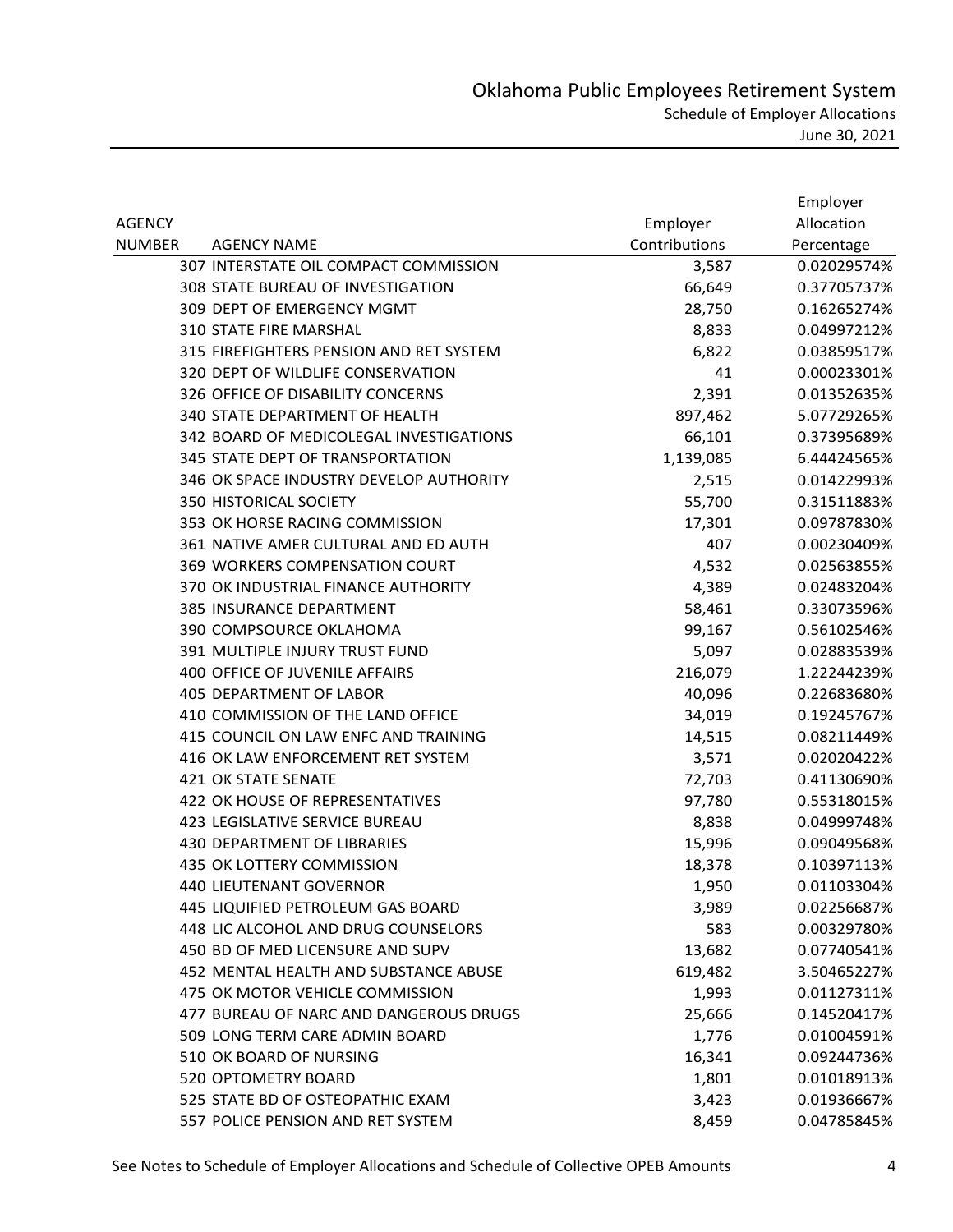# Oklahoma Public Employees Retirement System

## Schedule of Employer Allocations

June 30, 2021

| AGENCY NUMBER | AGENCY NAME | Employer Contributions | Employer Allocation Percentage |
|---|---|---|---|
| 307 | INTERSTATE OIL COMPACT COMMISSION | 3,587 | 0.02029574% |
| 308 | STATE BUREAU OF INVESTIGATION | 66,649 | 0.37705737% |
| 309 | DEPT OF EMERGENCY MGMT | 28,750 | 0.16265274% |
| 310 | STATE FIRE MARSHAL | 8,833 | 0.04997212% |
| 315 | FIREFIGHTERS PENSION AND RET SYSTEM | 6,822 | 0.03859517% |
| 320 | DEPT OF WILDLIFE CONSERVATION | 41 | 0.00023301% |
| 326 | OFFICE OF DISABILITY CONCERNS | 2,391 | 0.01352635% |
| 340 | STATE DEPARTMENT OF HEALTH | 897,462 | 5.07729265% |
| 342 | BOARD OF MEDICOLEGAL INVESTIGATIONS | 66,101 | 0.37395689% |
| 345 | STATE DEPT OF TRANSPORTATION | 1,139,085 | 6.44424565% |
| 346 | OK SPACE INDUSTRY DEVELOP AUTHORITY | 2,515 | 0.01422993% |
| 350 | HISTORICAL SOCIETY | 55,700 | 0.31511883% |
| 353 | OK HORSE RACING COMMISSION | 17,301 | 0.09787830% |
| 361 | NATIVE AMER CULTURAL AND ED AUTH | 407 | 0.00230409% |
| 369 | WORKERS COMPENSATION COURT | 4,532 | 0.02563855% |
| 370 | OK INDUSTRIAL FINANCE AUTHORITY | 4,389 | 0.02483204% |
| 385 | INSURANCE DEPARTMENT | 58,461 | 0.33073596% |
| 390 | COMPSOURCE OKLAHOMA | 99,167 | 0.56102546% |
| 391 | MULTIPLE INJURY TRUST FUND | 5,097 | 0.02883539% |
| 400 | OFFICE OF JUVENILE AFFAIRS | 216,079 | 1.22244239% |
| 405 | DEPARTMENT OF LABOR | 40,096 | 0.22683680% |
| 410 | COMMISSION OF THE LAND OFFICE | 34,019 | 0.19245767% |
| 415 | COUNCIL ON LAW ENFC AND TRAINING | 14,515 | 0.08211449% |
| 416 | OK LAW ENFORCEMENT RET SYSTEM | 3,571 | 0.02020422% |
| 421 | OK STATE SENATE | 72,703 | 0.41130690% |
| 422 | OK HOUSE OF REPRESENTATIVES | 97,780 | 0.55318015% |
| 423 | LEGISLATIVE SERVICE BUREAU | 8,838 | 0.04999748% |
| 430 | DEPARTMENT OF LIBRARIES | 15,996 | 0.09049568% |
| 435 | OK LOTTERY COMMISSION | 18,378 | 0.10397113% |
| 440 | LIEUTENANT GOVERNOR | 1,950 | 0.01103304% |
| 445 | LIQUIFIED PETROLEUM GAS BOARD | 3,989 | 0.02256687% |
| 448 | LIC ALCOHOL AND DRUG COUNSELORS | 583 | 0.00329780% |
| 450 | BD OF MED LICENSURE AND SUPV | 13,682 | 0.07740541% |
| 452 | MENTAL HEALTH AND SUBSTANCE ABUSE | 619,482 | 3.50465227% |
| 475 | OK MOTOR VEHICLE COMMISSION | 1,993 | 0.01127311% |
| 477 | BUREAU OF NARC AND DANGEROUS DRUGS | 25,666 | 0.14520417% |
| 509 | LONG TERM CARE ADMIN BOARD | 1,776 | 0.01004591% |
| 510 | OK BOARD OF NURSING | 16,341 | 0.09244736% |
| 520 | OPTOMETRY BOARD | 1,801 | 0.01018913% |
| 525 | STATE BD OF OSTEOPATHIC EXAM | 3,423 | 0.01936667% |
| 557 | POLICE PENSION AND RET SYSTEM | 8,459 | 0.04785845% |

See Notes to Schedule of Employer Allocations and Schedule of Collective OPEB Amounts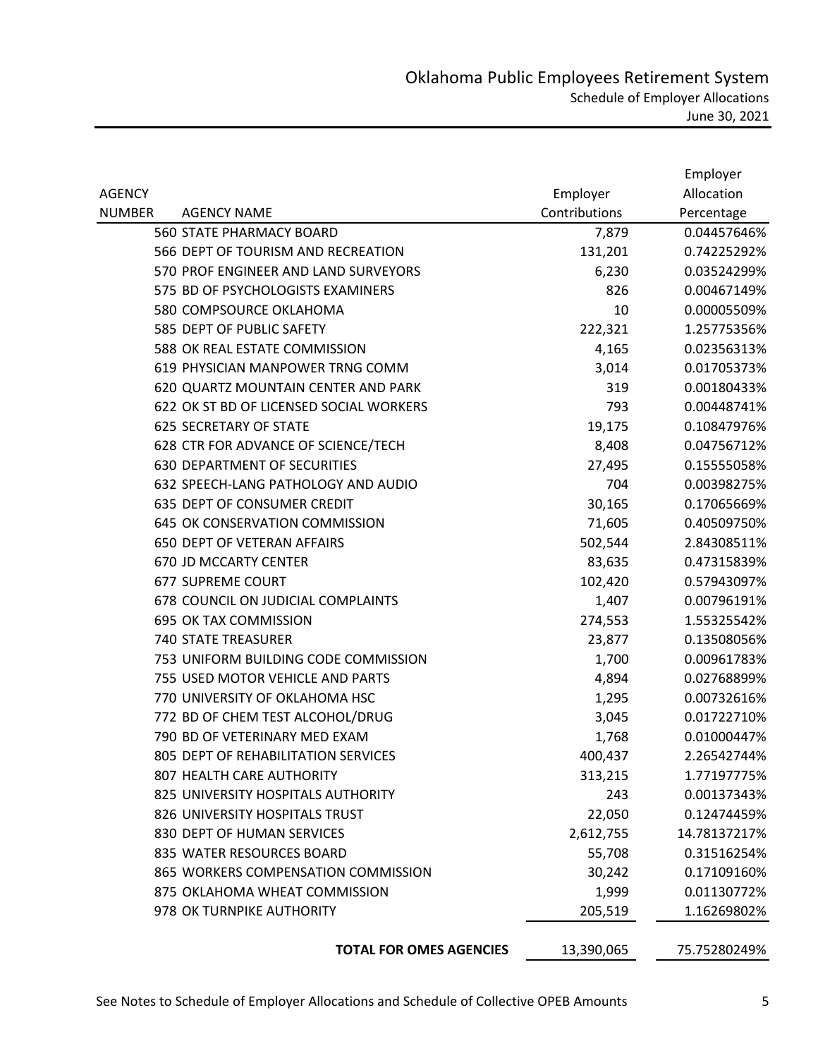# Oklahoma Public Employees Retirement System

## Schedule of Employer Allocations

June 30, 2021

| AGENCY NUMBER | AGENCY NAME | Employer Contributions | Employer Allocation Percentage |
|---|---|---|---|
| 560 | STATE PHARMACY BOARD | 7,879 | 0.04457646% |
| 566 | DEPT OF TOURISM AND RECREATION | 131,201 | 0.74225292% |
| 570 | PROF ENGINEER AND LAND SURVEYORS | 6,230 | 0.03524299% |
| 575 | BD OF PSYCHOLOGISTS EXAMINERS | 826 | 0.00467149% |
| 580 | COMPSOURCE OKLAHOMA | 10 | 0.00005509% |
| 585 | DEPT OF PUBLIC SAFETY | 222,321 | 1.25775356% |
| 588 | OK REAL ESTATE COMMISSION | 4,165 | 0.02356313% |
| 619 | PHYSICIAN MANPOWER TRNG COMM | 3,014 | 0.01705373% |
| 620 | QUARTZ MOUNTAIN CENTER AND PARK | 319 | 0.00180433% |
| 622 | OK ST BD OF LICENSED SOCIAL WORKERS | 793 | 0.00448741% |
| 625 | SECRETARY OF STATE | 19,175 | 0.10847976% |
| 628 | CTR FOR ADVANCE OF SCIENCE/TECH | 8,408 | 0.04756712% |
| 630 | DEPARTMENT OF SECURITIES | 27,495 | 0.15555058% |
| 632 | SPEECH-LANG PATHOLOGY AND AUDIO | 704 | 0.00398275% |
| 635 | DEPT OF CONSUMER CREDIT | 30,165 | 0.17065669% |
| 645 | OK CONSERVATION COMMISSION | 71,605 | 0.40509750% |
| 650 | DEPT OF VETERAN AFFAIRS | 502,544 | 2.84308511% |
| 670 | JD MCCARTY CENTER | 83,635 | 0.47315839% |
| 677 | SUPREME COURT | 102,420 | 0.57943097% |
| 678 | COUNCIL ON JUDICIAL COMPLAINTS | 1,407 | 0.00796191% |
| 695 | OK TAX COMMISSION | 274,553 | 1.55325542% |
| 740 | STATE TREASURER | 23,877 | 0.13508056% |
| 753 | UNIFORM BUILDING CODE COMMISSION | 1,700 | 0.00961783% |
| 755 | USED MOTOR VEHICLE AND PARTS | 4,894 | 0.02768899% |
| 770 | UNIVERSITY OF OKLAHOMA HSC | 1,295 | 0.00732616% |
| 772 | BD OF CHEM TEST ALCOHOL/DRUG | 3,045 | 0.01722710% |
| 790 | BD OF VETERINARY MED EXAM | 1,768 | 0.01000447% |
| 805 | DEPT OF REHABILITATION SERVICES | 400,437 | 2.26542744% |
| 807 | HEALTH CARE AUTHORITY | 313,215 | 1.77197775% |
| 825 | UNIVERSITY HOSPITALS AUTHORITY | 243 | 0.00137343% |
| 826 | UNIVERSITY HOSPITALS TRUST | 22,050 | 0.12474459% |
| 830 | DEPT OF HUMAN SERVICES | 2,612,755 | 14.78137217% |
| 835 | WATER RESOURCES BOARD | 55,708 | 0.31516254% |
| 865 | WORKERS COMPENSATION COMMISSION | 30,242 | 0.17109160% |
| 875 | OKLAHOMA WHEAT COMMISSION | 1,999 | 0.01130772% |
| 978 | OK TURNPIKE AUTHORITY | 205,519 | 1.16269802% |
| | **TOTAL FOR OMES AGENCIES** | 13,390,065 | 75.75280249% |

See Notes to Schedule of Employer Allocations and Schedule of Collective OPEB Amounts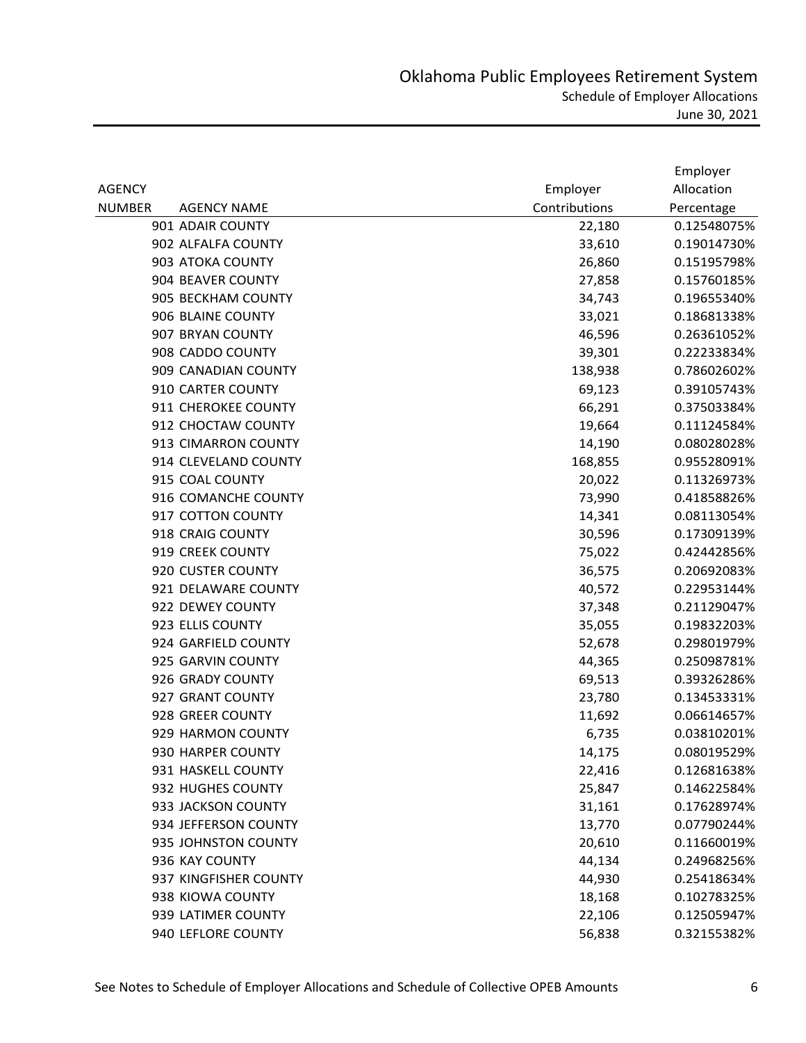# Oklahoma Public Employees Retirement System

## Schedule of Employer Allocations

June 30, 2021

| AGENCY NUMBER | AGENCY NAME | Employer Contributions | Employer Allocation Percentage |
|---|---|---|---|
| 901 | ADAIR COUNTY | 22,180 | 0.12548075% |
| 902 | ALFALFA COUNTY | 33,610 | 0.19014730% |
| 903 | ATOKA COUNTY | 26,860 | 0.15195798% |
| 904 | BEAVER COUNTY | 27,858 | 0.15760185% |
| 905 | BECKHAM COUNTY | 34,743 | 0.19655340% |
| 906 | BLAINE COUNTY | 33,021 | 0.18681338% |
| 907 | BRYAN COUNTY | 46,596 | 0.26361052% |
| 908 | CADDO COUNTY | 39,301 | 0.22233834% |
| 909 | CANADIAN COUNTY | 138,938 | 0.78602602% |
| 910 | CARTER COUNTY | 69,123 | 0.39105743% |
| 911 | CHEROKEE COUNTY | 66,291 | 0.37503384% |
| 912 | CHOCTAW COUNTY | 19,664 | 0.11124584% |
| 913 | CIMARRON COUNTY | 14,190 | 0.08028028% |
| 914 | CLEVELAND COUNTY | 168,855 | 0.95528091% |
| 915 | COAL COUNTY | 20,022 | 0.11326973% |
| 916 | COMANCHE COUNTY | 73,990 | 0.41858826% |
| 917 | COTTON COUNTY | 14,341 | 0.08113054% |
| 918 | CRAIG COUNTY | 30,596 | 0.17309139% |
| 919 | CREEK COUNTY | 75,022 | 0.42442856% |
| 920 | CUSTER COUNTY | 36,575 | 0.20692083% |
| 921 | DELAWARE COUNTY | 40,572 | 0.22953144% |
| 922 | DEWEY COUNTY | 37,348 | 0.21129047% |
| 923 | ELLIS COUNTY | 35,055 | 0.19832203% |
| 924 | GARFIELD COUNTY | 52,678 | 0.29801979% |
| 925 | GARVIN COUNTY | 44,365 | 0.25098781% |
| 926 | GRADY COUNTY | 69,513 | 0.39326286% |
| 927 | GRANT COUNTY | 23,780 | 0.13453331% |
| 928 | GREER COUNTY | 11,692 | 0.06614657% |
| 929 | HARMON COUNTY | 6,735 | 0.03810201% |
| 930 | HARPER COUNTY | 14,175 | 0.08019529% |
| 931 | HASKELL COUNTY | 22,416 | 0.12681638% |
| 932 | HUGHES COUNTY | 25,847 | 0.14622584% |
| 933 | JACKSON COUNTY | 31,161 | 0.17628974% |
| 934 | JEFFERSON COUNTY | 13,770 | 0.07790244% |
| 935 | JOHNSTON COUNTY | 20,610 | 0.11660019% |
| 936 | KAY COUNTY | 44,134 | 0.24968256% |
| 937 | KINGFISHER COUNTY | 44,930 | 0.25418634% |
| 938 | KIOWA COUNTY | 18,168 | 0.10278325% |
| 939 | LATIMER COUNTY | 22,106 | 0.12505947% |
| 940 | LEFLORE COUNTY | 56,838 | 0.32155382% |

See Notes to Schedule of Employer Allocations and Schedule of Collective OPEB Amounts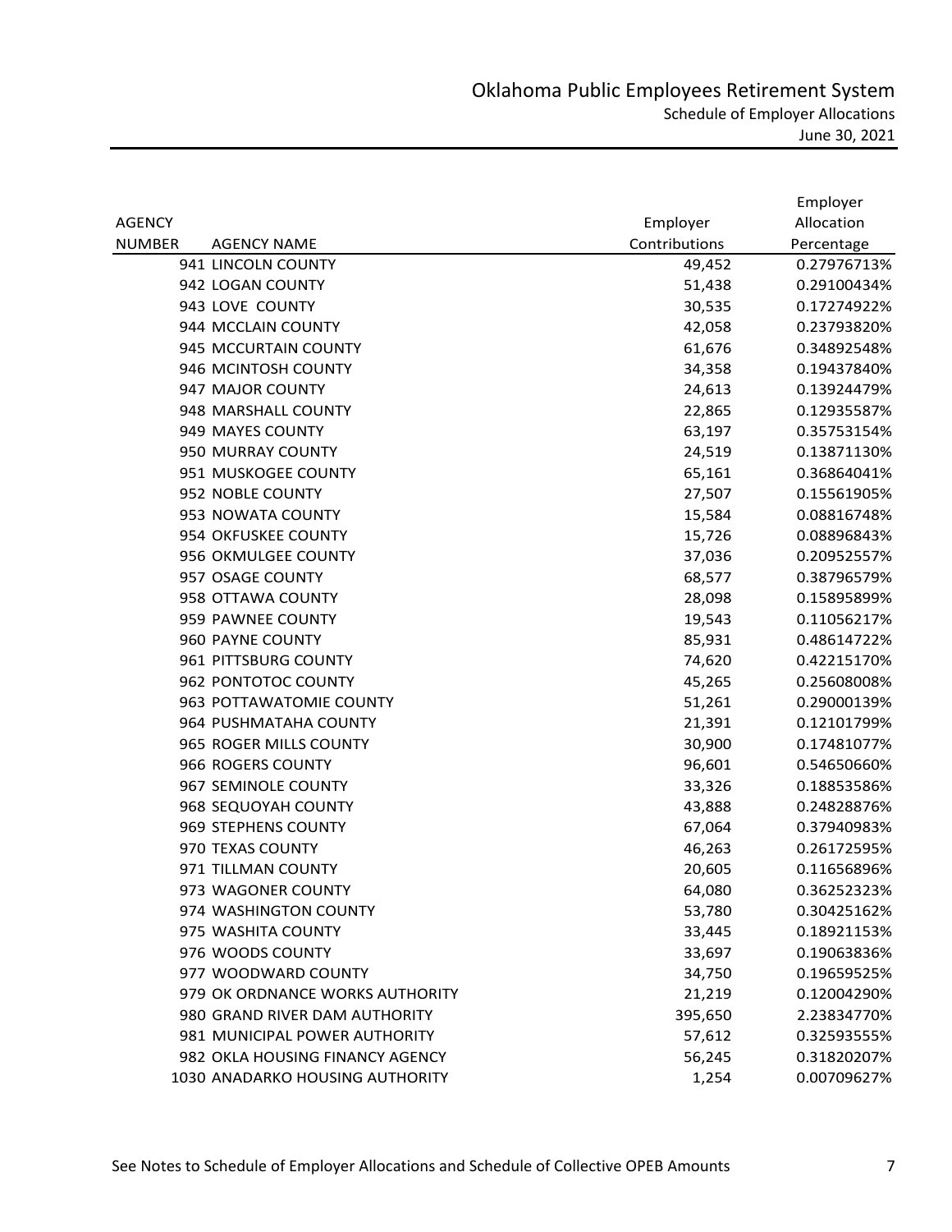# Oklahoma Public Employees Retirement System

## Schedule of Employer Allocations

June 30, 2021

| AGENCY NUMBER | AGENCY NAME | Employer Contributions | Employer Allocation Percentage |
|---|---|---|---|
| 941 | LINCOLN COUNTY | 49,452 | 0.27976713% |
| 942 | LOGAN COUNTY | 51,438 | 0.29100434% |
| 943 | LOVE COUNTY | 30,535 | 0.17274922% |
| 944 | MCCLAIN COUNTY | 42,058 | 0.23793820% |
| 945 | MCCURTAIN COUNTY | 61,676 | 0.34892548% |
| 946 | MCINTOSH COUNTY | 34,358 | 0.19437840% |
| 947 | MAJOR COUNTY | 24,613 | 0.13924479% |
| 948 | MARSHALL COUNTY | 22,865 | 0.12935587% |
| 949 | MAYES COUNTY | 63,197 | 0.35753154% |
| 950 | MURRAY COUNTY | 24,519 | 0.13871130% |
| 951 | MUSKOGEE COUNTY | 65,161 | 0.36864041% |
| 952 | NOBLE COUNTY | 27,507 | 0.15561905% |
| 953 | NOWATA COUNTY | 15,584 | 0.08816748% |
| 954 | OKFUSKEE COUNTY | 15,726 | 0.08896843% |
| 956 | OKMULGEE COUNTY | 37,036 | 0.20952557% |
| 957 | OSAGE COUNTY | 68,577 | 0.38796579% |
| 958 | OTTAWA COUNTY | 28,098 | 0.15895899% |
| 959 | PAWNEE COUNTY | 19,543 | 0.11056217% |
| 960 | PAYNE COUNTY | 85,931 | 0.48614722% |
| 961 | PITTSBURG COUNTY | 74,620 | 0.42215170% |
| 962 | PONTOTOC COUNTY | 45,265 | 0.25608008% |
| 963 | POTTAWATOMIE COUNTY | 51,261 | 0.29000139% |
| 964 | PUSHMATAHA COUNTY | 21,391 | 0.12101799% |
| 965 | ROGER MILLS COUNTY | 30,900 | 0.17481077% |
| 966 | ROGERS COUNTY | 96,601 | 0.54650660% |
| 967 | SEMINOLE COUNTY | 33,326 | 0.18853586% |
| 968 | SEQUOYAH COUNTY | 43,888 | 0.24828876% |
| 969 | STEPHENS COUNTY | 67,064 | 0.37940983% |
| 970 | TEXAS COUNTY | 46,263 | 0.26172595% |
| 971 | TILLMAN COUNTY | 20,605 | 0.11656896% |
| 973 | WAGONER COUNTY | 64,080 | 0.36252323% |
| 974 | WASHINGTON COUNTY | 53,780 | 0.30425162% |
| 975 | WASHITA COUNTY | 33,445 | 0.18921153% |
| 976 | WOODS COUNTY | 33,697 | 0.19063836% |
| 977 | WOODWARD COUNTY | 34,750 | 0.19659525% |
| 979 | OK ORDNANCE WORKS AUTHORITY | 21,219 | 0.12004290% |
| 980 | GRAND RIVER DAM AUTHORITY | 395,650 | 2.23834770% |
| 981 | MUNICIPAL POWER AUTHORITY | 57,612 | 0.32593555% |
| 982 | OKLA HOUSING FINANCY AGENCY | 56,245 | 0.31820207% |
| 1030 | ANADARKO HOUSING AUTHORITY | 1,254 | 0.00709627% |

See Notes to Schedule of Employer Allocations and Schedule of Collective OPEB Amounts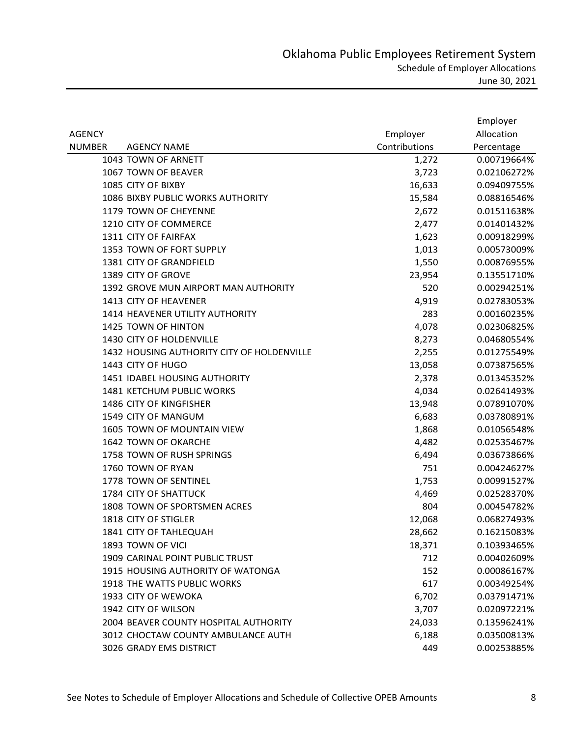# Oklahoma Public Employees Retirement System

## Schedule of Employer Allocations

June 30, 2021

| AGENCY NUMBER | AGENCY NAME | Employer Contributions | Employer Allocation Percentage |
|---|---|---|---|
| 1043 | TOWN OF ARNETT | 1,272 | 0.00719664% |
| 1067 | TOWN OF BEAVER | 3,723 | 0.02106272% |
| 1085 | CITY OF BIXBY | 16,633 | 0.09409755% |
| 1086 | BIXBY PUBLIC WORKS AUTHORITY | 15,584 | 0.08816546% |
| 1179 | TOWN OF CHEYENNE | 2,672 | 0.01511638% |
| 1210 | CITY OF COMMERCE | 2,477 | 0.01401432% |
| 1311 | CITY OF FAIRFAX | 1,623 | 0.00918299% |
| 1353 | TOWN OF FORT SUPPLY | 1,013 | 0.00573009% |
| 1381 | CITY OF GRANDFIELD | 1,550 | 0.00876955% |
| 1389 | CITY OF GROVE | 23,954 | 0.13551710% |
| 1392 | GROVE MUN AIRPORT MAN AUTHORITY | 520 | 0.00294251% |
| 1413 | CITY OF HEAVENER | 4,919 | 0.02783053% |
| 1414 | HEAVENER UTILITY AUTHORITY | 283 | 0.00160235% |
| 1425 | TOWN OF HINTON | 4,078 | 0.02306825% |
| 1430 | CITY OF HOLDENVILLE | 8,273 | 0.04680554% |
| 1432 | HOUSING AUTHORITY CITY OF HOLDENVILLE | 2,255 | 0.01275549% |
| 1443 | CITY OF HUGO | 13,058 | 0.07387565% |
| 1451 | IDABEL HOUSING AUTHORITY | 2,378 | 0.01345352% |
| 1481 | KETCHUM PUBLIC WORKS | 4,034 | 0.02641493% |
| 1486 | CITY OF KINGFISHER | 13,948 | 0.07891070% |
| 1549 | CITY OF MANGUM | 6,683 | 0.03780891% |
| 1605 | TOWN OF MOUNTAIN VIEW | 1,868 | 0.01056548% |
| 1642 | TOWN OF OKARCHE | 4,482 | 0.02535467% |
| 1758 | TOWN OF RUSH SPRINGS | 6,494 | 0.03673866% |
| 1760 | TOWN OF RYAN | 751 | 0.00424627% |
| 1778 | TOWN OF SENTINEL | 1,753 | 0.00991527% |
| 1784 | CITY OF SHATTUCK | 4,469 | 0.02528370% |
| 1808 | TOWN OF SPORTSMEN ACRES | 804 | 0.00454782% |
| 1818 | CITY OF STIGLER | 12,068 | 0.06827493% |
| 1841 | CITY OF TAHLEQUAH | 28,662 | 0.16215083% |
| 1893 | TOWN OF VICI | 18,371 | 0.10393465% |
| 1909 | CARINAL POINT PUBLIC TRUST | 712 | 0.00402609% |
| 1915 | HOUSING AUTHORITY OF WATONGA | 152 | 0.00086167% |
| 1918 | THE WATTS PUBLIC WORKS | 617 | 0.00349254% |
| 1933 | CITY OF WEWOKA | 6,702 | 0.03791471% |
| 1942 | CITY OF WILSON | 3,707 | 0.02097221% |
| 2004 | BEAVER COUNTY HOSPITAL AUTHORITY | 24,033 | 0.13596241% |
| 3012 | CHOCTAW COUNTY AMBULANCE AUTH | 6,188 | 0.03500813% |
| 3026 | GRADY EMS DISTRICT | 449 | 0.00253885% |

See Notes to Schedule of Employer Allocations and Schedule of Collective OPEB Amounts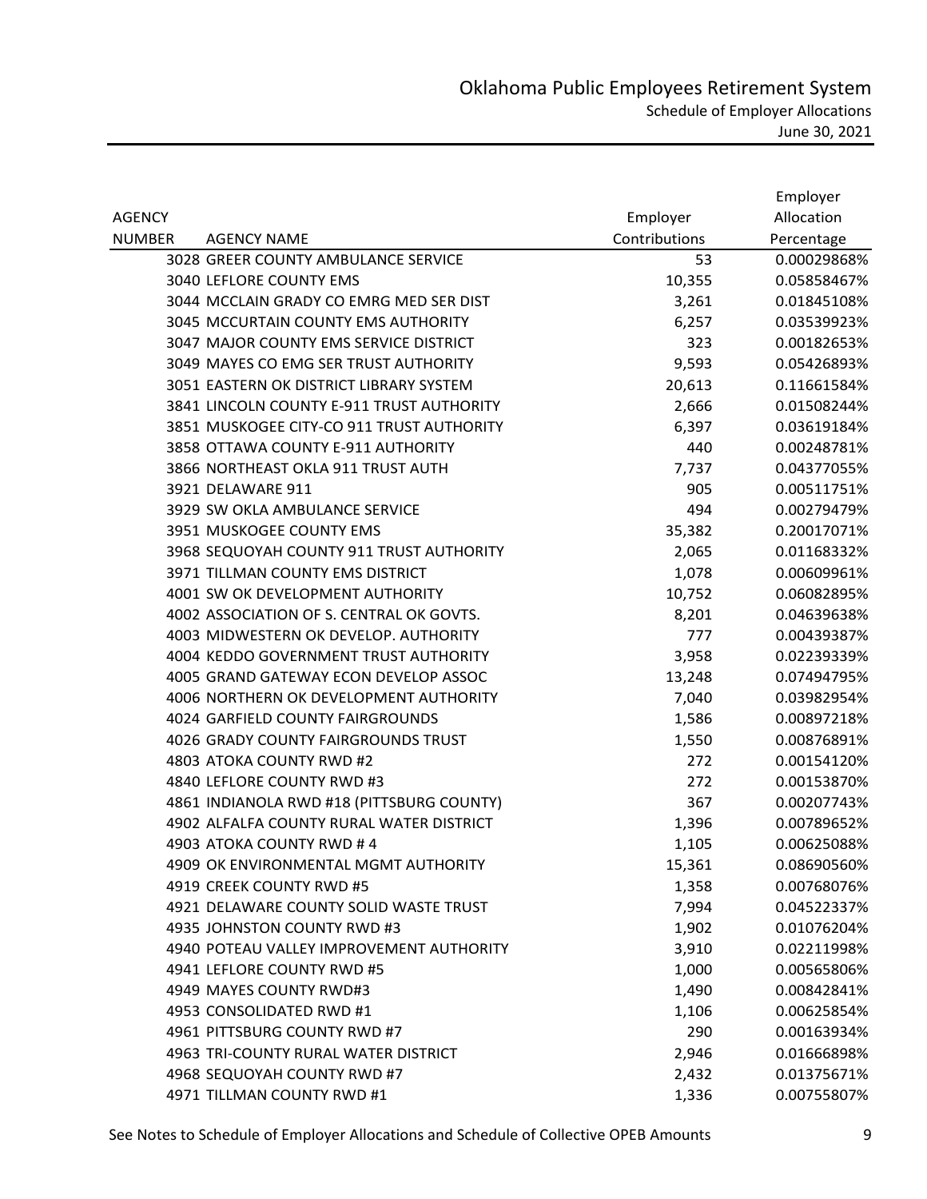# Oklahoma Public Employees Retirement System

## Schedule of Employer Allocations

June 30, 2021

| AGENCY NUMBER | AGENCY NAME | Employer Contributions | Employer Allocation Percentage |
|---|---|---|---|
| 3028 | GREER COUNTY AMBULANCE SERVICE | 53 | 0.00029868% |
| 3040 | LEFLORE COUNTY EMS | 10,355 | 0.05858467% |
| 3044 | MCCLAIN GRADY CO EMRG MED SER DIST | 3,261 | 0.01845108% |
| 3045 | MCCURTAIN COUNTY EMS AUTHORITY | 6,257 | 0.03539923% |
| 3047 | MAJOR COUNTY EMS SERVICE DISTRICT | 323 | 0.00182653% |
| 3049 | MAYES CO EMG SER TRUST AUTHORITY | 9,593 | 0.05426893% |
| 3051 | EASTERN OK DISTRICT LIBRARY SYSTEM | 20,613 | 0.11661584% |
| 3841 | LINCOLN COUNTY E-911 TRUST AUTHORITY | 2,666 | 0.01508244% |
| 3851 | MUSKOGEE CITY-CO 911 TRUST AUTHORITY | 6,397 | 0.03619184% |
| 3858 | OTTAWA COUNTY E-911 AUTHORITY | 440 | 0.00248781% |
| 3866 | NORTHEAST OKLA 911 TRUST AUTH | 7,737 | 0.04377055% |
| 3921 | DELAWARE 911 | 905 | 0.00511751% |
| 3929 | SW OKLA AMBULANCE SERVICE | 494 | 0.00279479% |
| 3951 | MUSKOGEE COUNTY EMS | 35,382 | 0.20017071% |
| 3968 | SEQUOYAH COUNTY 911 TRUST AUTHORITY | 2,065 | 0.01168332% |
| 3971 | TILLMAN COUNTY EMS DISTRICT | 1,078 | 0.00609961% |
| 4001 | SW OK DEVELOPMENT AUTHORITY | 10,752 | 0.06082895% |
| 4002 | ASSOCIATION OF S. CENTRAL OK GOVTS. | 8,201 | 0.04639638% |
| 4003 | MIDWESTERN OK DEVELOP. AUTHORITY | 777 | 0.00439387% |
| 4004 | KEDDO GOVERNMENT TRUST AUTHORITY | 3,958 | 0.02239339% |
| 4005 | GRAND GATEWAY ECON DEVELOP ASSOC | 13,248 | 0.07494795% |
| 4006 | NORTHERN OK DEVELOPMENT AUTHORITY | 7,040 | 0.03982954% |
| 4024 | GARFIELD COUNTY FAIRGROUNDS | 1,586 | 0.00897218% |
| 4026 | GRADY COUNTY FAIRGROUNDS TRUST | 1,550 | 0.00876891% |
| 4803 | ATOKA COUNTY RWD #2 | 272 | 0.00154120% |
| 4840 | LEFLORE COUNTY RWD #3 | 272 | 0.00153870% |
| 4861 | INDIANOLA RWD #18 (PITTSBURG COUNTY) | 367 | 0.00207743% |
| 4902 | ALFALFA COUNTY RURAL WATER DISTRICT | 1,396 | 0.00789652% |
| 4903 | ATOKA COUNTY RWD # 4 | 1,105 | 0.00625088% |
| 4909 | OK ENVIRONMENTAL MGMT AUTHORITY | 15,361 | 0.08690560% |
| 4919 | CREEK COUNTY RWD #5 | 1,358 | 0.00768076% |
| 4921 | DELAWARE COUNTY SOLID WASTE TRUST | 7,994 | 0.04522337% |
| 4935 | JOHNSTON COUNTY RWD #3 | 1,902 | 0.01076204% |
| 4940 | POTEAU VALLEY IMPROVEMENT AUTHORITY | 3,910 | 0.02211998% |
| 4941 | LEFLORE COUNTY RWD #5 | 1,000 | 0.00565806% |
| 4949 | MAYES COUNTY RWD#3 | 1,490 | 0.00842841% |
| 4953 | CONSOLIDATED RWD #1 | 1,106 | 0.00625854% |
| 4961 | PITTSBURG COUNTY RWD #7 | 290 | 0.00163934% |
| 4963 | TRI-COUNTY RURAL WATER DISTRICT | 2,946 | 0.01666898% |
| 4968 | SEQUOYAH COUNTY RWD #7 | 2,432 | 0.01375671% |
| 4971 | TILLMAN COUNTY RWD #1 | 1,336 | 0.00755807% |

See Notes to Schedule of Employer Allocations and Schedule of Collective OPEB Amounts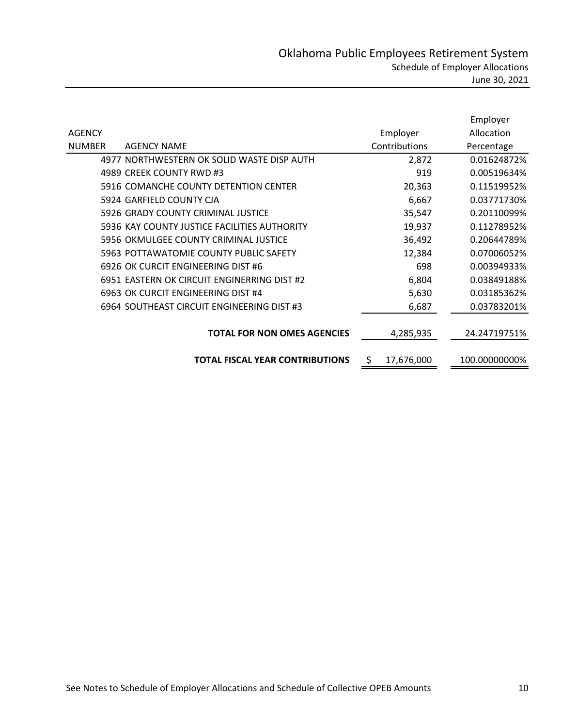# Oklahoma Public Employees Retirement System

## Schedule of Employer Allocations

June 30, 2021

| AGENCY NUMBER | AGENCY NAME | Employer Contributions | Employer Allocation Percentage |
|---|---|---|---|
| 4977 | NORTHWESTERN OK SOLID WASTE DISP AUTH | 2,872 | 0.01624872% |
| 4989 | CREEK COUNTY RWD #3 | 919 | 0.00519634% |
| 5916 | COMANCHE COUNTY DETENTION CENTER | 20,363 | 0.11519952% |
| 5924 | GARFIELD COUNTY CJA | 6,667 | 0.03771730% |
| 5926 | GRADY COUNTY CRIMINAL JUSTICE | 35,547 | 0.20110099% |
| 5936 | KAY COUNTY JUSTICE FACILITIES AUTHORITY | 19,937 | 0.11278952% |
| 5956 | OKMULGEE COUNTY CRIMINAL JUSTICE | 36,492 | 0.20644789% |
| 5963 | POTTAWATOMIE COUNTY PUBLIC SAFETY | 12,384 | 0.07006052% |
| 6926 | OK CURCIT ENGINEERING DIST #6 | 698 | 0.00394933% |
| 6951 | EASTERN OK CIRCUIT ENGINERRING DIST #2 | 6,804 | 0.03849188% |
| 6963 | OK CURCIT ENGINEERING DIST #4 | 5,630 | 0.03185362% |
| 6964 | SOUTHEAST CIRCUIT ENGINEERING DIST #3 | 6,687 | 0.03783201% |
| | **TOTAL FOR NON OMES AGENCIES** | 4,285,935 | 24.24719751% |
| | **TOTAL FISCAL YEAR CONTRIBUTIONS** | $ 17,676,000 | 100.00000000% |

See Notes to Schedule of Employer Allocations and Schedule of Collective OPEB Amounts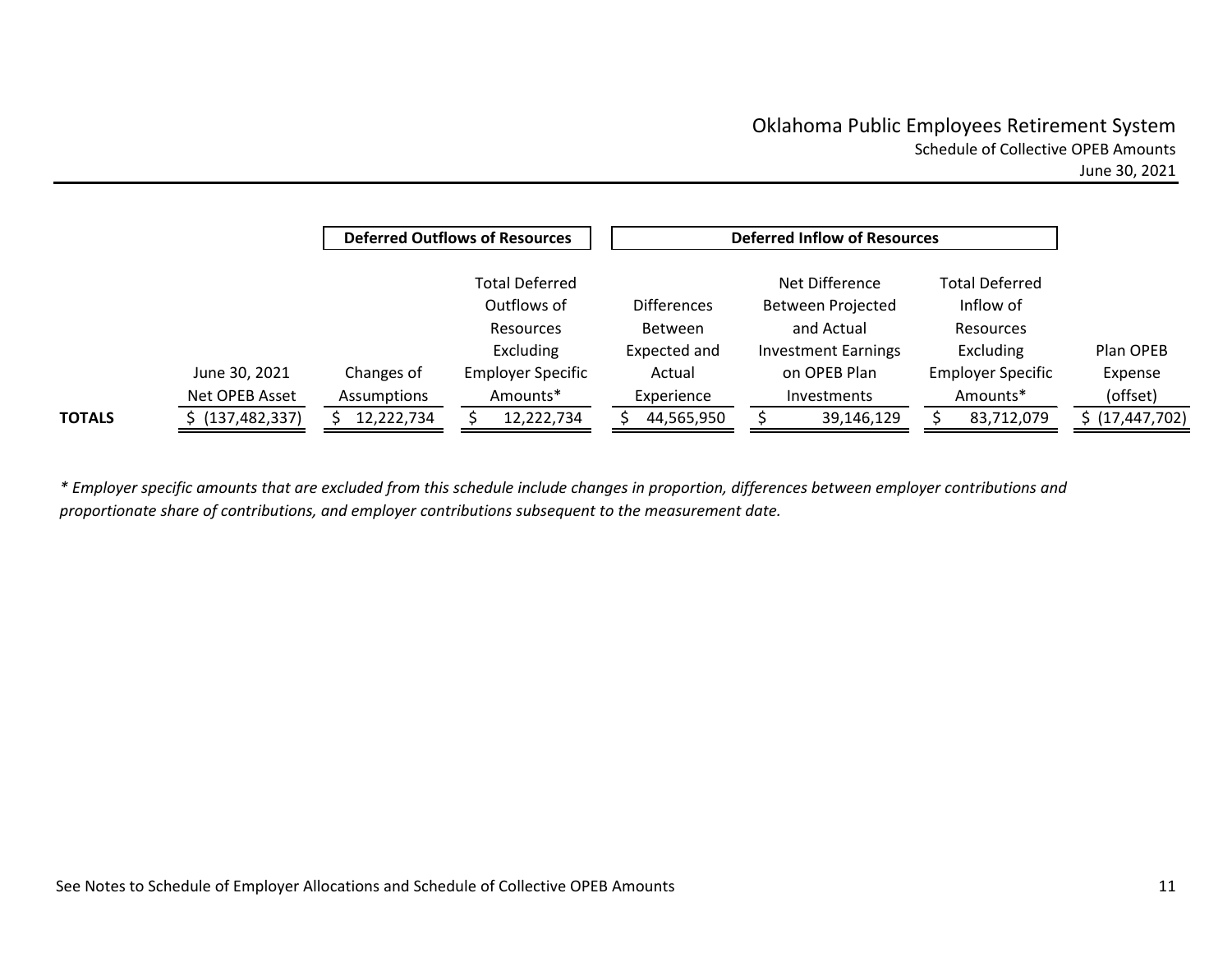# Oklahoma Public Employees Retirement System

## Schedule of Collective OPEB Amounts

June 30, 2021

| | | Deferred Outflows of Resources | | Deferred Inflow of Resources | | | |
|---|---|---|---|---|---|---|---|
| | June 30, 2021 Net OPEB Asset | Changes of Assumptions | Total Deferred Outflows of Resources Excluding Employer Specific Amounts* | Differences Between Expected and Actual Experience | Net Difference Between Projected and Actual Investment Earnings on OPEB Plan Investments | Total Deferred Inflow of Resources Excluding Employer Specific Amounts* | Plan OPEB Expense (offset) |
| **TOTALS** | $ (137,482,337) | $ 12,222,734 | $ 12,222,734 | $ 44,565,950 | $ 39,146,129 | $ 83,712,079 | $ (17,447,702) |

*\* Employer specific amounts that are excluded from this schedule include changes in proportion, differences between employer contributions and proportionate share of contributions, and employer contributions subsequent to the measurement date.*

See Notes to Schedule of Employer Allocations and Schedule of Collective OPEB Amounts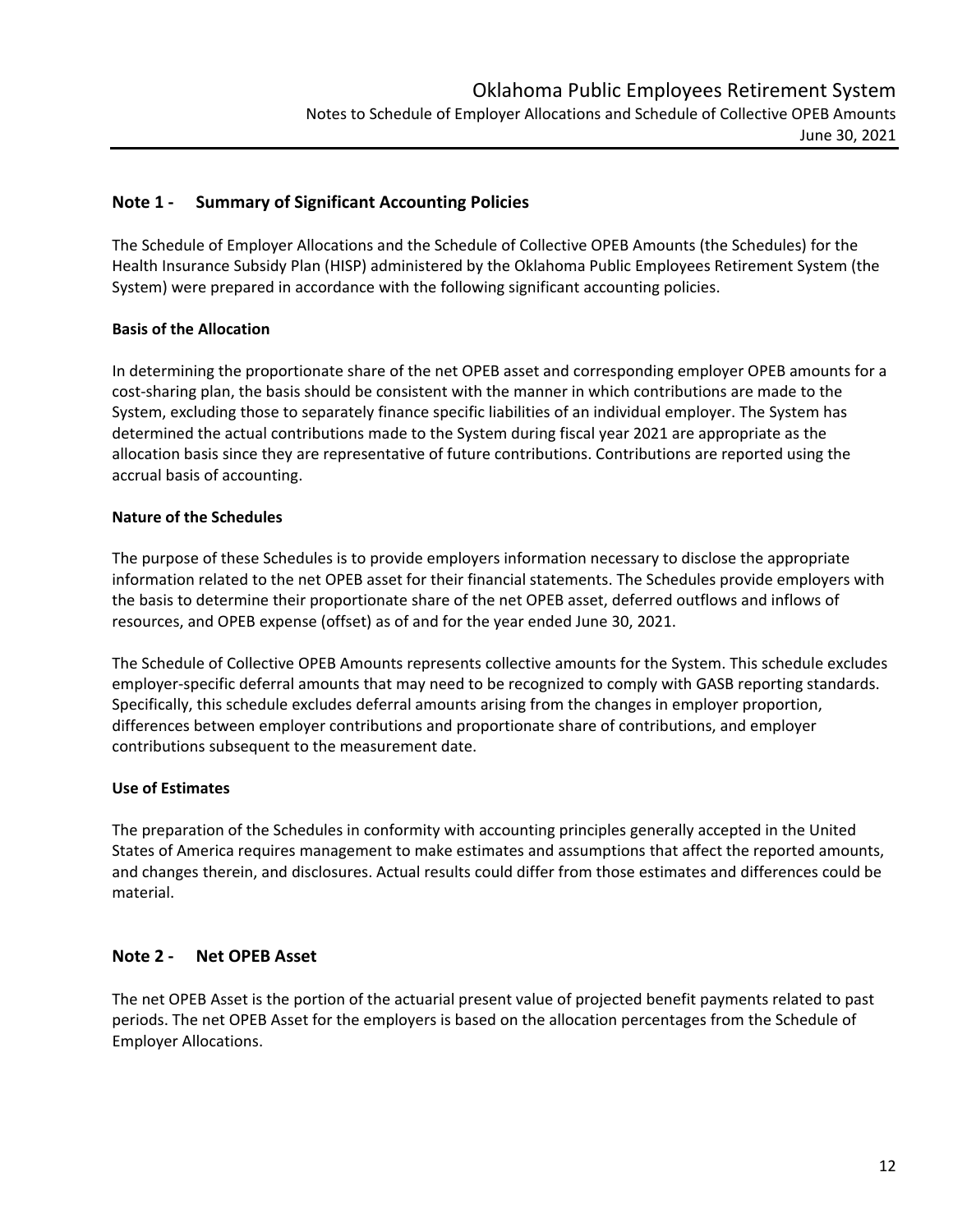## Note 1 - Summary of Significant Accounting Policies

The Schedule of Employer Allocations and the Schedule of Collective OPEB Amounts (the Schedules) for the Health Insurance Subsidy Plan (HISP) administered by the Oklahoma Public Employees Retirement System (the System) were prepared in accordance with the following significant accounting policies.

### Basis of the Allocation

In determining the proportionate share of the net OPEB asset and corresponding employer OPEB amounts for a cost-sharing plan, the basis should be consistent with the manner in which contributions are made to the System, excluding those to separately finance specific liabilities of an individual employer. The System has determined the actual contributions made to the System during fiscal year 2021 are appropriate as the allocation basis since they are representative of future contributions. Contributions are reported using the accrual basis of accounting.

### Nature of the Schedules

The purpose of these Schedules is to provide employers information necessary to disclose the appropriate information related to the net OPEB asset for their financial statements. The Schedules provide employers with the basis to determine their proportionate share of the net OPEB asset, deferred outflows and inflows of resources, and OPEB expense (offset) as of and for the year ended June 30, 2021.

The Schedule of Collective OPEB Amounts represents collective amounts for the System. This schedule excludes employer-specific deferral amounts that may need to be recognized to comply with GASB reporting standards. Specifically, this schedule excludes deferral amounts arising from the changes in employer proportion, differences between employer contributions and proportionate share of contributions, and employer contributions subsequent to the measurement date.

### Use of Estimates

The preparation of the Schedules in conformity with accounting principles generally accepted in the United States of America requires management to make estimates and assumptions that affect the reported amounts, and changes therein, and disclosures. Actual results could differ from those estimates and differences could be material.

## Note 2 - Net OPEB Asset

The net OPEB Asset is the portion of the actuarial present value of projected benefit payments related to past periods. The net OPEB Asset for the employers is based on the allocation percentages from the Schedule of Employer Allocations.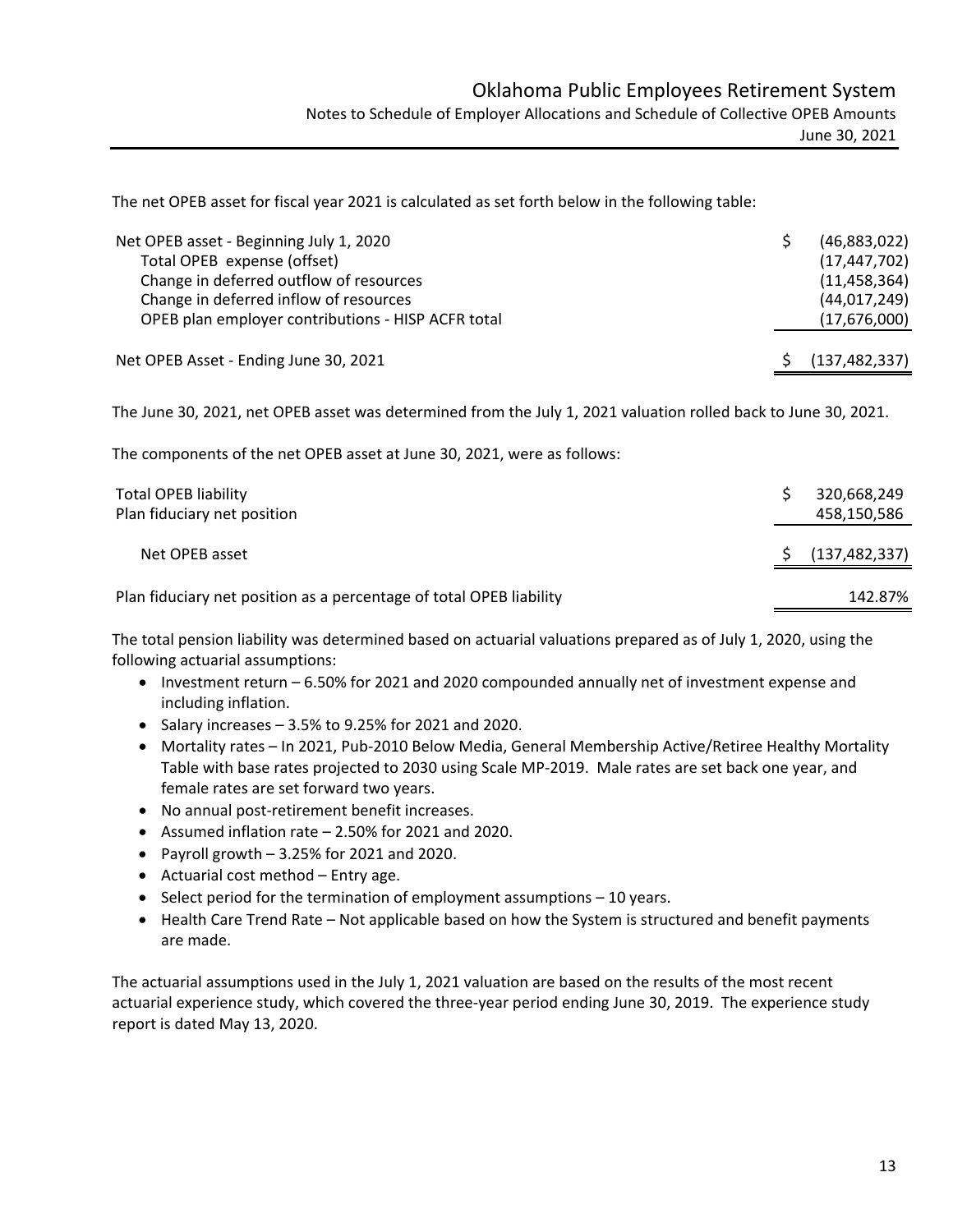The net OPEB asset for fiscal year 2021 is calculated as set forth below in the following table:

| | |
|---|---|
| Net OPEB asset - Beginning July 1, 2020 | $ (46,883,022) |
| Total OPEB expense (offset) | (17,447,702) |
| Change in deferred outflow of resources | (11,458,364) |
| Change in deferred inflow of resources | (44,017,249) |
| OPEB plan employer contributions - HISP ACFR total | (17,676,000) |
| Net OPEB Asset - Ending June 30, 2021 | $ (137,482,337) |

The June 30, 2021, net OPEB asset was determined from the July 1, 2021 valuation rolled back to June 30, 2021.

The components of the net OPEB asset at June 30, 2021, were as follows:

| | |
|---|---|
| Total OPEB liability | $ 320,668,249 |
| Plan fiduciary net position | 458,150,586 |
| Net OPEB asset | $ (137,482,337) |
| Plan fiduciary net position as a percentage of total OPEB liability | 142.87% |

The total pension liability was determined based on actuarial valuations prepared as of July 1, 2020, using the following actuarial assumptions:

- Investment return – 6.50% for 2021 and 2020 compounded annually net of investment expense and including inflation.
- Salary increases – 3.5% to 9.25% for 2021 and 2020.
- Mortality rates – In 2021, Pub-2010 Below Media, General Membership Active/Retiree Healthy Mortality Table with base rates projected to 2030 using Scale MP-2019. Male rates are set back one year, and female rates are set forward two years.
- No annual post-retirement benefit increases.
- Assumed inflation rate – 2.50% for 2021 and 2020.
- Payroll growth – 3.25% for 2021 and 2020.
- Actuarial cost method – Entry age.
- Select period for the termination of employment assumptions – 10 years.
- Health Care Trend Rate – Not applicable based on how the System is structured and benefit payments are made.

The actuarial assumptions used in the July 1, 2021 valuation are based on the results of the most recent actuarial experience study, which covered the three-year period ending June 30, 2019. The experience study report is dated May 13, 2020.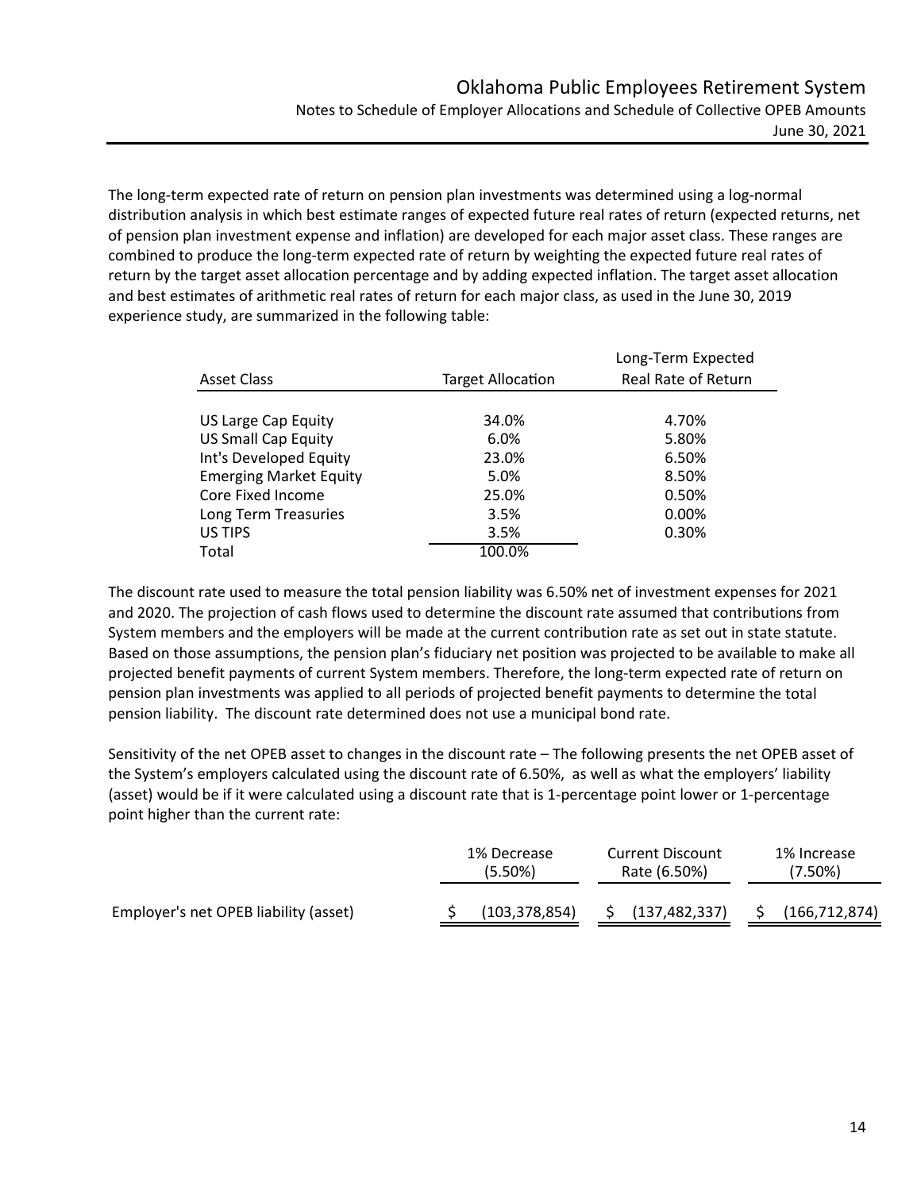The long-term expected rate of return on pension plan investments was determined using a log-normal distribution analysis in which best estimate ranges of expected future real rates of return (expected returns, net of pension plan investment expense and inflation) are developed for each major asset class. These ranges are combined to produce the long-term expected rate of return by weighting the expected future real rates of return by the target asset allocation percentage and by adding expected inflation. The target asset allocation and best estimates of arithmetic real rates of return for each major class, as used in the June 30, 2019 experience study, are summarized in the following table:

| Asset Class | Target Allocation | Long-Term Expected Real Rate of Return |
|---|---|---|
| US Large Cap Equity | 34.0% | 4.70% |
| US Small Cap Equity | 6.0% | 5.80% |
| Int's Developed Equity | 23.0% | 6.50% |
| Emerging Market Equity | 5.0% | 8.50% |
| Core Fixed Income | 25.0% | 0.50% |
| Long Term Treasuries | 3.5% | 0.00% |
| US TIPS | 3.5% | 0.30% |
| Total | 100.0% | |

The discount rate used to measure the total pension liability was 6.50% net of investment expenses for 2021 and 2020. The projection of cash flows used to determine the discount rate assumed that contributions from System members and the employers will be made at the current contribution rate as set out in state statute. Based on those assumptions, the pension plan's fiduciary net position was projected to be available to make all projected benefit payments of current System members. Therefore, the long-term expected rate of return on pension plan investments was applied to all periods of projected benefit payments to determine the total pension liability. The discount rate determined does not use a municipal bond rate.

Sensitivity of the net OPEB asset to changes in the discount rate – The following presents the net OPEB asset of the System's employers calculated using the discount rate of 6.50%, as well as what the employers' liability (asset) would be if it were calculated using a discount rate that is 1-percentage point lower or 1-percentage point higher than the current rate:

| | 1% Decrease (5.50%) | Current Discount Rate (6.50%) | 1% Increase (7.50%) |
|---|---|---|---|
| Employer's net OPEB liability (asset) | $ (103,378,854) | $ (137,482,337) | $ (166,712,874) |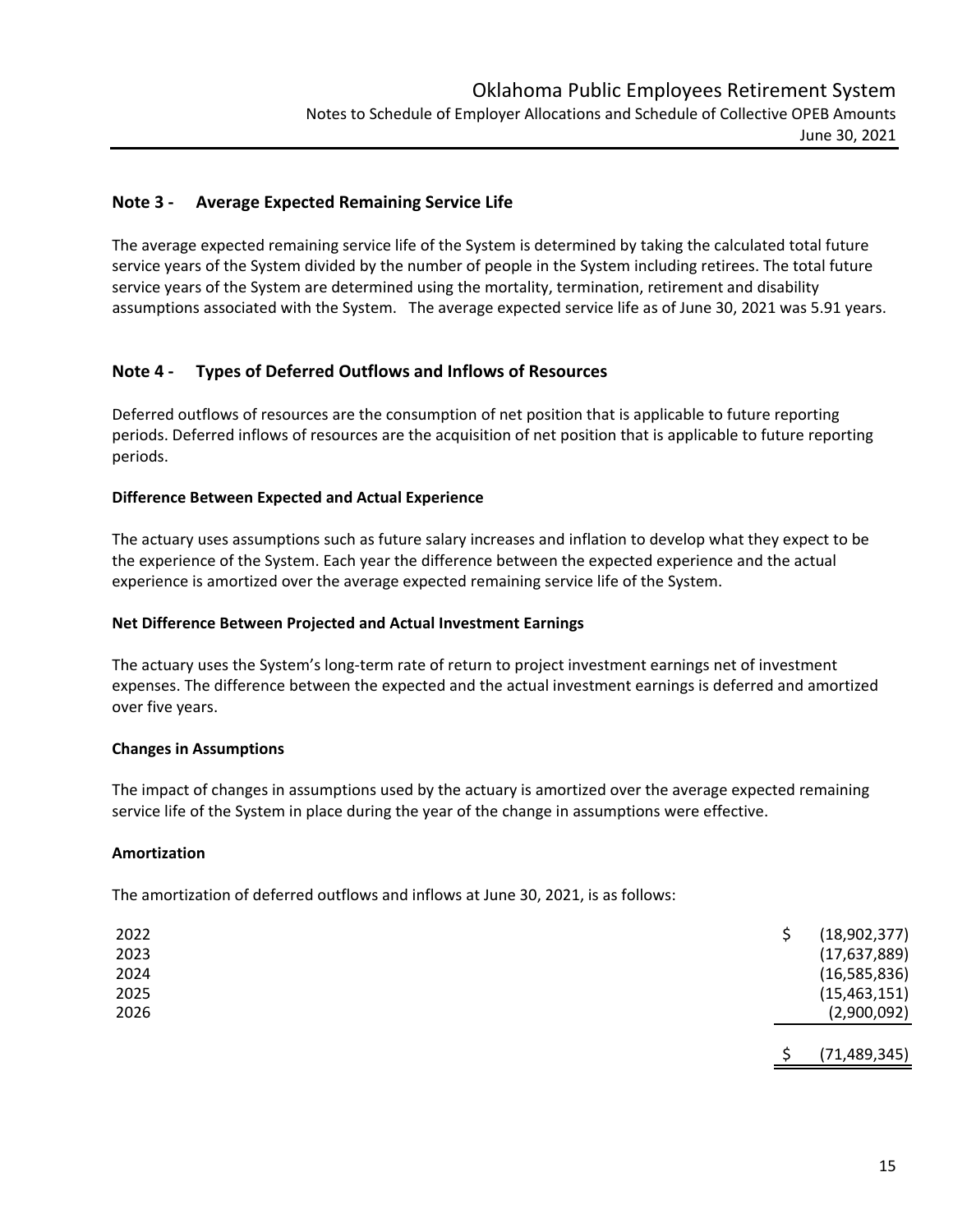## Note 3 - Average Expected Remaining Service Life

The average expected remaining service life of the System is determined by taking the calculated total future service years of the System divided by the number of people in the System including retirees. The total future service years of the System are determined using the mortality, termination, retirement and disability assumptions associated with the System. The average expected service life as of June 30, 2021 was 5.91 years.

## Note 4 - Types of Deferred Outflows and Inflows of Resources

Deferred outflows of resources are the consumption of net position that is applicable to future reporting periods. Deferred inflows of resources are the acquisition of net position that is applicable to future reporting periods.

**Difference Between Expected and Actual Experience**

The actuary uses assumptions such as future salary increases and inflation to develop what they expect to be the experience of the System. Each year the difference between the expected experience and the actual experience is amortized over the average expected remaining service life of the System.

**Net Difference Between Projected and Actual Investment Earnings**

The actuary uses the System's long-term rate of return to project investment earnings net of investment expenses. The difference between the expected and the actual investment earnings is deferred and amortized over five years.

**Changes in Assumptions**

The impact of changes in assumptions used by the actuary is amortized over the average expected remaining service life of the System in place during the year of the change in assumptions were effective.

**Amortization**

The amortization of deferred outflows and inflows at June 30, 2021, is as follows:

| | |
|---|---|
| 2022 | $ (18,902,377) |
| 2023 | (17,637,889) |
| 2024 | (16,585,836) |
| 2025 | (15,463,151) |
| 2026 | (2,900,092) |
| | $ (71,489,345) |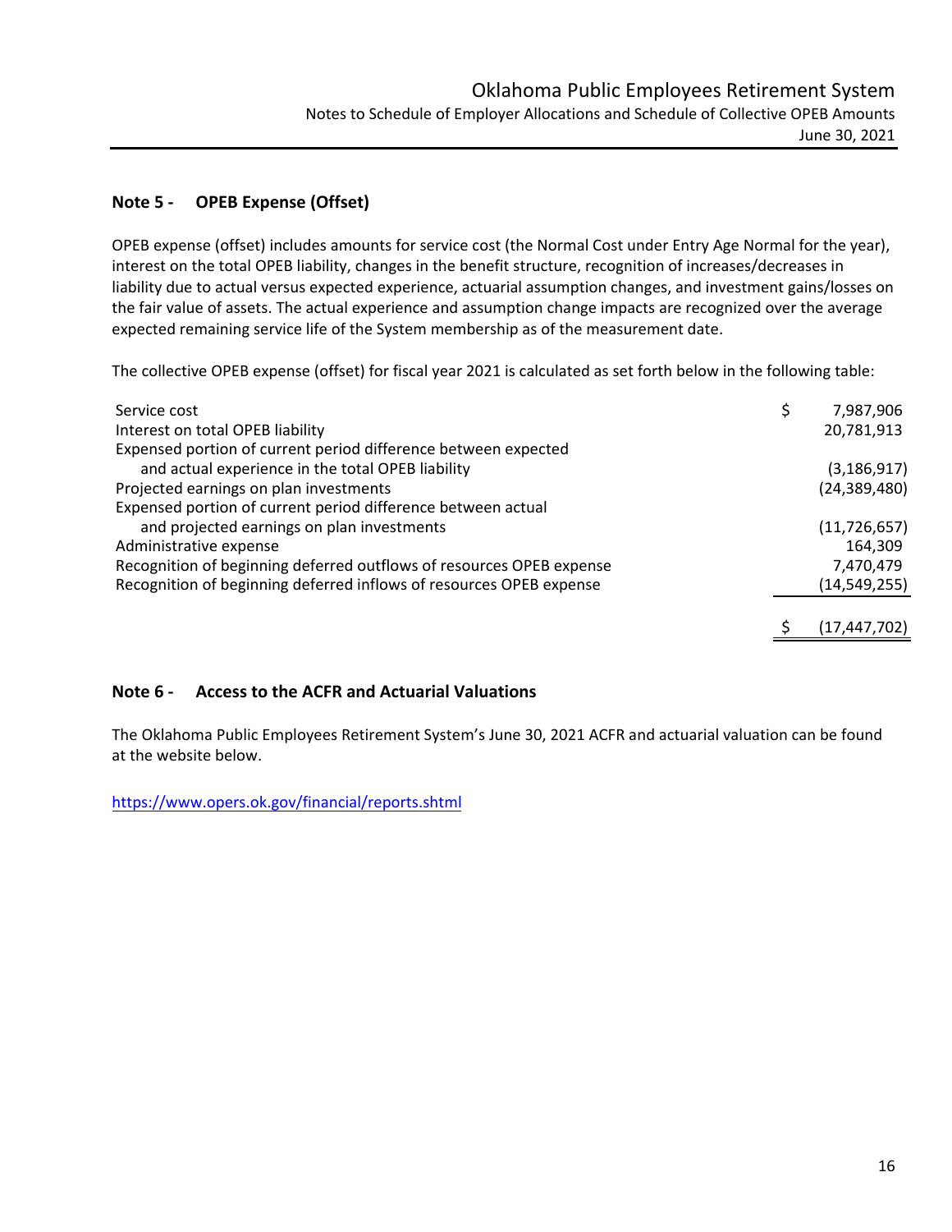## Note 5 - OPEB Expense (Offset)

OPEB expense (offset) includes amounts for service cost (the Normal Cost under Entry Age Normal for the year), interest on the total OPEB liability, changes in the benefit structure, recognition of increases/decreases in liability due to actual versus expected experience, actuarial assumption changes, and investment gains/losses on the fair value of assets. The actual experience and assumption change impacts are recognized over the average expected remaining service life of the System membership as of the measurement date.

The collective OPEB expense (offset) for fiscal year 2021 is calculated as set forth below in the following table:

| | |
|---|---|
| Service cost | $ 7,987,906 |
| Interest on total OPEB liability | 20,781,913 |
| Expensed portion of current period difference between expected and actual experience in the total OPEB liability | (3,186,917) |
| Projected earnings on plan investments | (24,389,480) |
| Expensed portion of current period difference between actual and projected earnings on plan investments | (11,726,657) |
| Administrative expense | 164,309 |
| Recognition of beginning deferred outflows of resources OPEB expense | 7,470,479 |
| Recognition of beginning deferred inflows of resources OPEB expense | (14,549,255) |
| | $ (17,447,702) |

## Note 6 - Access to the ACFR and Actuarial Valuations

The Oklahoma Public Employees Retirement System's June 30, 2021 ACFR and actuarial valuation can be found at the website below.

https://www.opers.ok.gov/financial/reports.shtml